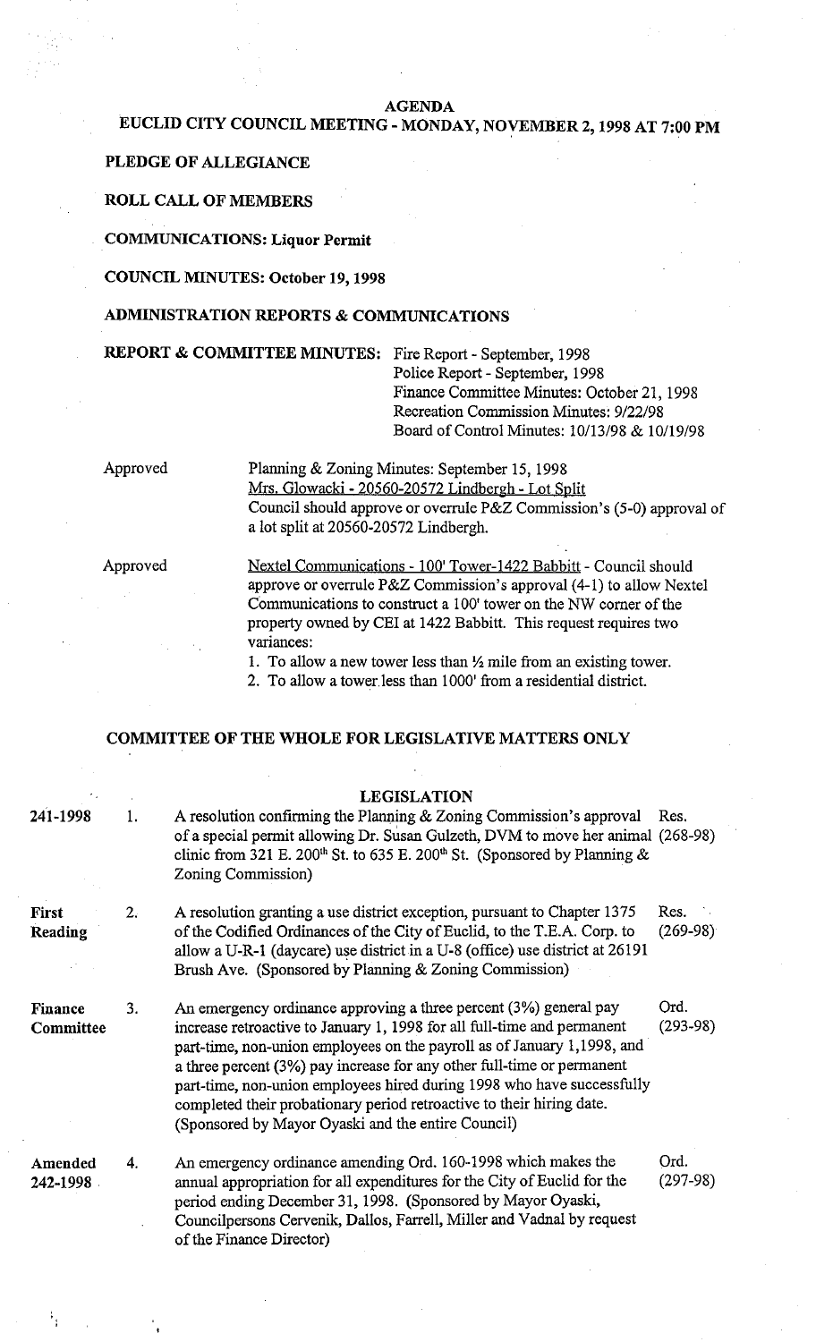# AGENDA

## EUCLID CITY COUNCIL MEETING - MONDAY, NOVEMBER 2, 1998 AT 7:00 PM

**PLEDGE OF ALLEGIANCE**

**ROLL CALL OF MEMBERS**

**COMMUNICATIONS: Liquor Permit**

**COUNCIL MINUTES: October 19, 1998**

**ADMINISTRATION REPORTS & COMMUNICATIONS**

**REPORT & COMMITTEE MINUTES:**
- Fire Report - September, 1998
- Police Report - September, 1998
- Finance Committee Minutes: October 21, 1998
- Recreation Commission Minutes: 9/22/98
- Board of Control Minutes: 10/13/98 & 10/19/98

Approved — Planning & Zoning Minutes: September 15, 1998
<u>Mrs. Glowacki - 20560-20572 Lindbergh - Lot Split</u>
Council should approve or overrule P&Z Commission's (5-0) approval of a lot split at 20560-20572 Lindbergh.

Approved — <u>Nextel Communications - 100' Tower-1422 Babbitt</u> - Council should approve or overrule P&Z Commission's approval (4-1) to allow Nextel Communications to construct a 100' tower on the NW corner of the property owned by CEI at 1422 Babbitt. This request requires two variances:
1. To allow a new tower less than ½ mile from an existing tower.
2. To allow a tower less than 1000' from a residential district.

**COMMITTEE OF THE WHOLE FOR LEGISLATIVE MATTERS ONLY**

**LEGISLATION**

| Status | No. | Description | Number |
|---|---|---|---|
| 241-1998 | 1. | A resolution confirming the Planning & Zoning Commission's approval of a special permit allowing Dr. Susan Gulzeth, DVM to move her animal clinic from 321 E. 200th St. to 635 E. 200th St. (Sponsored by Planning & Zoning Commission) | Res. (268-98) |
| **First Reading** | 2. | A resolution granting a use district exception, pursuant to Chapter 1375 of the Codified Ordinances of the City of Euclid, to the T.E.A. Corp. to allow a U-R-1 (daycare) use district in a U-8 (office) use district at 26191 Brush Ave. (Sponsored by Planning & Zoning Commission) | Res. (269-98) |
| **Finance Committee** | 3. | An emergency ordinance approving a three percent (3%) general pay increase retroactive to January 1, 1998 for all full-time and permanent part-time, non-union employees on the payroll as of January 1,1998, and a three percent (3%) pay increase for any other full-time or permanent part-time, non-union employees hired during 1998 who have successfully completed their probationary period retroactive to their hiring date. (Sponsored by Mayor Oyaski and the entire Council) | Ord. (293-98) |
| **Amended 242-1998** | 4. | An emergency ordinance amending Ord. 160-1998 which makes the annual appropriation for all expenditures for the City of Euclid for the period ending December 31, 1998. (Sponsored by Mayor Oyaski, Councilpersons Cervenik, Dallos, Farrell, Miller and Vadnal by request of the Finance Director) | Ord. (297-98) |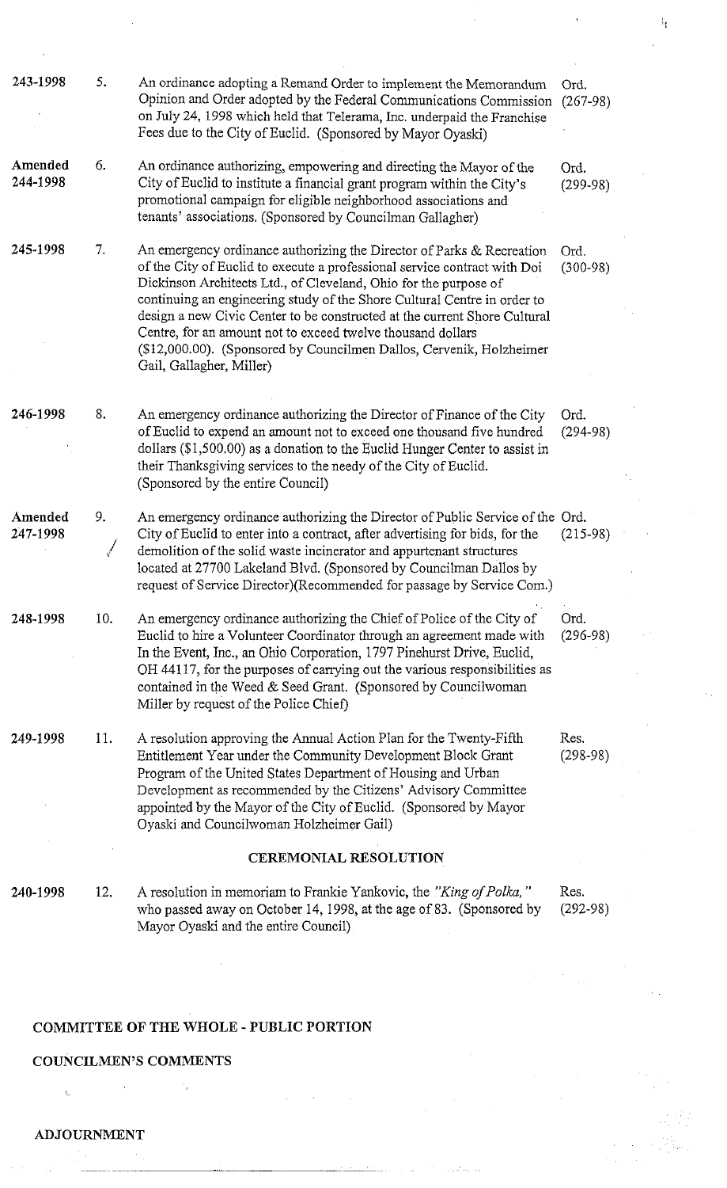| | | | |
|---|---|---|---|
| 243-1998 | 5. | An ordinance adopting a Remand Order to implement the Memorandum Opinion and Order adopted by the Federal Communications Commission on July 24, 1998 which held that Telerama, Inc. underpaid the Franchise Fees due to the City of Euclid. (Sponsored by Mayor Oyaski) | Ord. (267-98) |
| Amended 244-1998 | 6. | An ordinance authorizing, empowering and directing the Mayor of the City of Euclid to institute a financial grant program within the City's promotional campaign for eligible neighborhood associations and tenants' associations. (Sponsored by Councilman Gallagher) | Ord. (299-98) |
| 245-1998 | 7. | An emergency ordinance authorizing the Director of Parks & Recreation of the City of Euclid to execute a professional service contract with Doi Dickinson Architects Ltd., of Cleveland, Ohio for the purpose of continuing an engineering study of the Shore Cultural Centre in order to design a new Civic Center to be constructed at the current Shore Cultural Centre, for an amount not to exceed twelve thousand dollars ($12,000.00). (Sponsored by Councilmen Dallos, Cervenik, Holzheimer Gail, Gallagher, Miller) | Ord. (300-98) |
| 246-1998 | 8. | An emergency ordinance authorizing the Director of Finance of the City of Euclid to expend an amount not to exceed one thousand five hundred dollars ($1,500.00) as a donation to the Euclid Hunger Center to assist in their Thanksgiving services to the needy of the City of Euclid. (Sponsored by the entire Council) | Ord. (294-98) |
| Amended 247-1998 | 9. | An emergency ordinance authorizing the Director of Public Service of the City of Euclid to enter into a contract, after advertising for bids, for the demolition of the solid waste incinerator and appurtenant structures located at 27700 Lakeland Blvd. (Sponsored by Councilman Dallos by request of Service Director)(Recommended for passage by Service Com.) | Ord. (215-98) |
| 248-1998 | 10. | An emergency ordinance authorizing the Chief of Police of the City of Euclid to hire a Volunteer Coordinator through an agreement made with In the Event, Inc., an Ohio Corporation, 1797 Pinehurst Drive, Euclid, OH 44117, for the purposes of carrying out the various responsibilities as contained in the Weed & Seed Grant. (Sponsored by Councilwoman Miller by request of the Police Chief) | Ord. (296-98) |
| 249-1998 | 11. | A resolution approving the Annual Action Plan for the Twenty-Fifth Entitlement Year under the Community Development Block Grant Program of the United States Department of Housing and Urban Development as recommended by the Citizens' Advisory Committee appointed by the Mayor of the City of Euclid. (Sponsored by Mayor Oyaski and Councilwoman Holzheimer Gail) | Res. (298-98) |

**CEREMONIAL RESOLUTION**

| | | | |
|---|---|---|---|
| 240-1998 | 12. | A resolution in memoriam to Frankie Yankovic, the *"King of Polka,"* who passed away on October 14, 1998, at the age of 83. (Sponsored by Mayor Oyaski and the entire Council) | Res. (292-98) |

**COMMITTEE OF THE WHOLE - PUBLIC PORTION**

**COUNCILMEN'S COMMENTS**

**ADJOURNMENT**